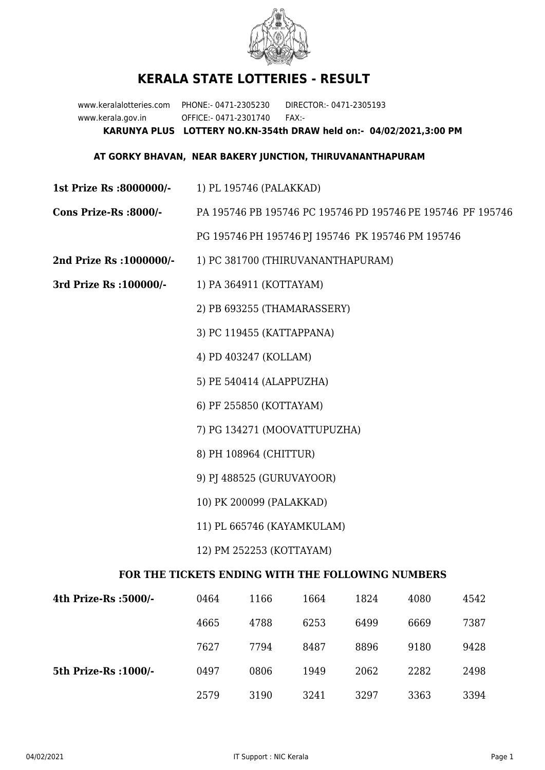# KERALA STATE LOTTERIES - RESULT

www.keralalotteries.com PHONE:- 0471-2305230 DIRECTOR:- 0471-2305193
www.kerala.gov.in OFFICE:- 0471-2301740 FAX:-

**KARUNYA PLUS LOTTERY NO.KN-354th DRAW held on:- 04/02/2021,3:00 PM**

**AT GORKY BHAVAN, NEAR BAKERY JUNCTION, THIRUVANANTHAPURAM**

**1st Prize Rs :8000000/-** 1) PL 195746 (PALAKKAD)

**Cons Prize-Rs :8000/-** PA 195746 PB 195746 PC 195746 PD 195746 PE 195746 PF 195746 PG 195746 PH 195746 PJ 195746 PK 195746 PM 195746

**2nd Prize Rs :1000000/-** 1) PC 381700 (THIRUVANANTHAPURAM)

**3rd Prize Rs :100000/-**
1) PA 364911 (KOTTAYAM)
2) PB 693255 (THAMARASSERY)
3) PC 119455 (KATTAPPANA)
4) PD 403247 (KOLLAM)
5) PE 540414 (ALAPPUZHA)
6) PF 255850 (KOTTAYAM)
7) PG 134271 (MOOVATTUPUZHA)
8) PH 108964 (CHITTUR)
9) PJ 488525 (GURUVAYOOR)
10) PK 200099 (PALAKKAD)
11) PL 665746 (KAYAMKULAM)
12) PM 252253 (KOTTAYAM)

### FOR THE TICKETS ENDING WITH THE FOLLOWING NUMBERS

| | | | | | | |
|---|---|---|---|---|---|---|
| **4th Prize-Rs :5000/-** | 0464 | 1166 | 1664 | 1824 | 4080 | 4542 |
| | 4665 | 4788 | 6253 | 6499 | 6669 | 7387 |
| | 7627 | 7794 | 8487 | 8896 | 9180 | 9428 |
| **5th Prize-Rs :1000/-** | 0497 | 0806 | 1949 | 2062 | 2282 | 2498 |
| | 2579 | 3190 | 3241 | 3297 | 3363 | 3394 |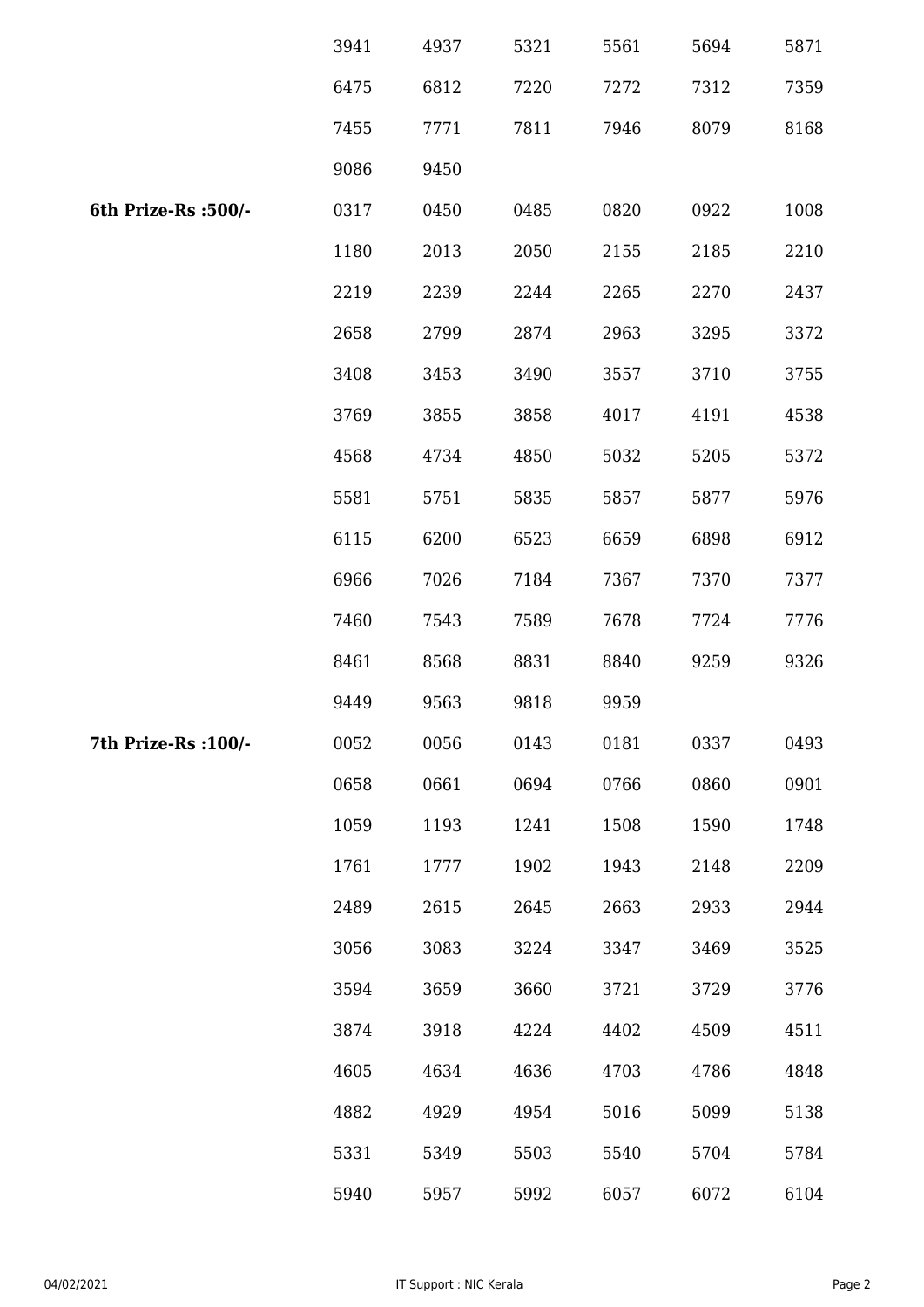| | | | | | | |
|---|---|---|---|---|---|---|
| | 3941 | 4937 | 5321 | 5561 | 5694 | 5871 |
| | 6475 | 6812 | 7220 | 7272 | 7312 | 7359 |
| | 7455 | 7771 | 7811 | 7946 | 8079 | 8168 |
| | 9086 | 9450 | | | | |
| **6th Prize-Rs :500/-** | 0317 | 0450 | 0485 | 0820 | 0922 | 1008 |
| | 1180 | 2013 | 2050 | 2155 | 2185 | 2210 |
| | 2219 | 2239 | 2244 | 2265 | 2270 | 2437 |
| | 2658 | 2799 | 2874 | 2963 | 3295 | 3372 |
| | 3408 | 3453 | 3490 | 3557 | 3710 | 3755 |
| | 3769 | 3855 | 3858 | 4017 | 4191 | 4538 |
| | 4568 | 4734 | 4850 | 5032 | 5205 | 5372 |
| | 5581 | 5751 | 5835 | 5857 | 5877 | 5976 |
| | 6115 | 6200 | 6523 | 6659 | 6898 | 6912 |
| | 6966 | 7026 | 7184 | 7367 | 7370 | 7377 |
| | 7460 | 7543 | 7589 | 7678 | 7724 | 7776 |
| | 8461 | 8568 | 8831 | 8840 | 9259 | 9326 |
| | 9449 | 9563 | 9818 | 9959 | | |
| **7th Prize-Rs :100/-** | 0052 | 0056 | 0143 | 0181 | 0337 | 0493 |
| | 0658 | 0661 | 0694 | 0766 | 0860 | 0901 |
| | 1059 | 1193 | 1241 | 1508 | 1590 | 1748 |
| | 1761 | 1777 | 1902 | 1943 | 2148 | 2209 |
| | 2489 | 2615 | 2645 | 2663 | 2933 | 2944 |
| | 3056 | 3083 | 3224 | 3347 | 3469 | 3525 |
| | 3594 | 3659 | 3660 | 3721 | 3729 | 3776 |
| | 3874 | 3918 | 4224 | 4402 | 4509 | 4511 |
| | 4605 | 4634 | 4636 | 4703 | 4786 | 4848 |
| | 4882 | 4929 | 4954 | 5016 | 5099 | 5138 |
| | 5331 | 5349 | 5503 | 5540 | 5704 | 5784 |
| | 5940 | 5957 | 5992 | 6057 | 6072 | 6104 |

04/02/2021 IT Support : NIC Kerala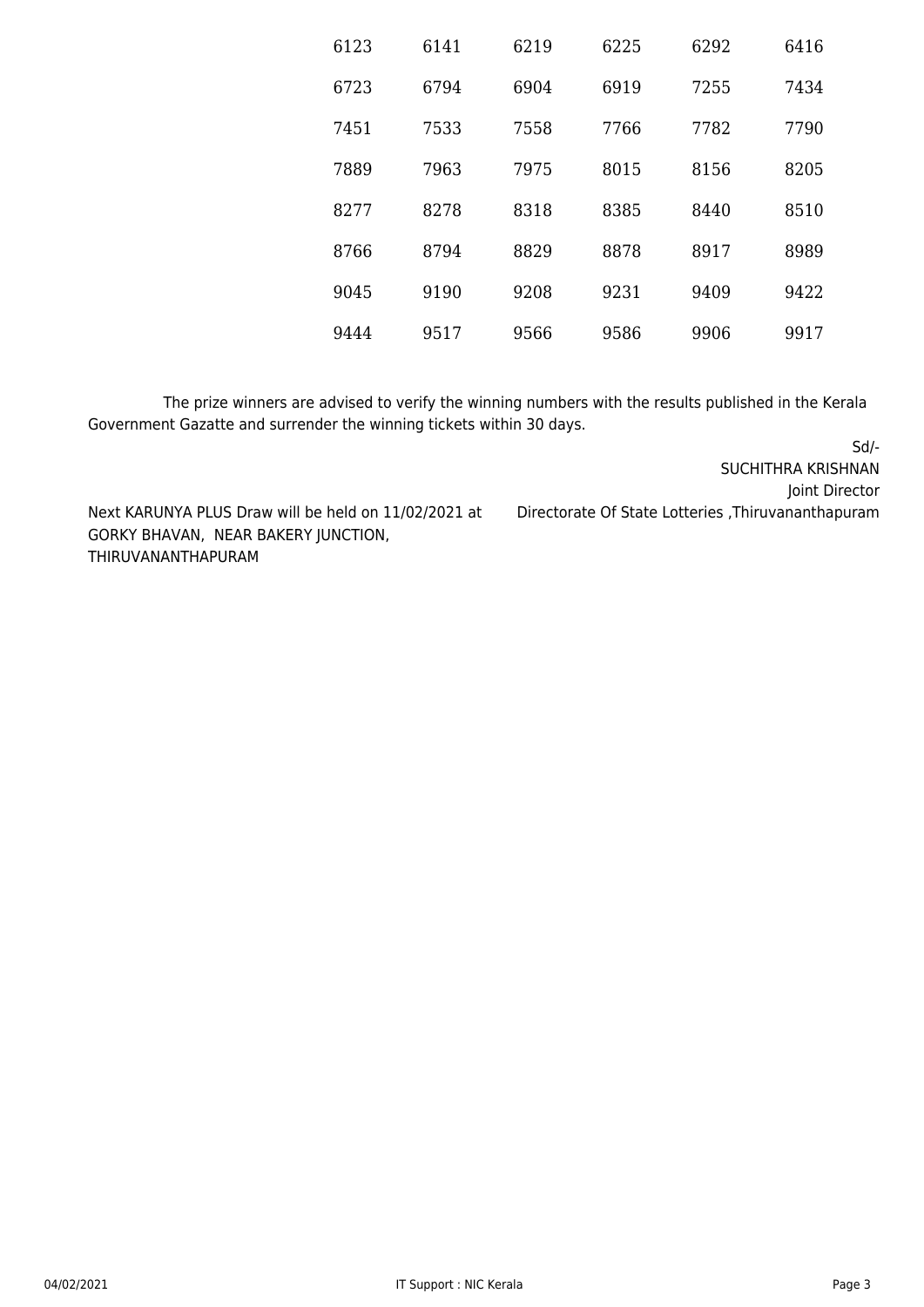| | | | | | |
|---|---|---|---|---|---|
| 6123 | 6141 | 6219 | 6225 | 6292 | 6416 |
| 6723 | 6794 | 6904 | 6919 | 7255 | 7434 |
| 7451 | 7533 | 7558 | 7766 | 7782 | 7790 |
| 7889 | 7963 | 7975 | 8015 | 8156 | 8205 |
| 8277 | 8278 | 8318 | 8385 | 8440 | 8510 |
| 8766 | 8794 | 8829 | 8878 | 8917 | 8989 |
| 9045 | 9190 | 9208 | 9231 | 9409 | 9422 |
| 9444 | 9517 | 9566 | 9586 | 9906 | 9917 |

The prize winners are advised to verify the winning numbers with the results published in the Kerala Government Gazatte and surrender the winning tickets within 30 days.

Sd/-
SUCHITHRA KRISHNAN
Joint Director
Directorate Of State Lotteries ,Thiruvananthapuram

Next KARUNYA PLUS Draw will be held on 11/02/2021 at GORKY BHAVAN, NEAR BAKERY JUNCTION, THIRUVANANTHAPURAM